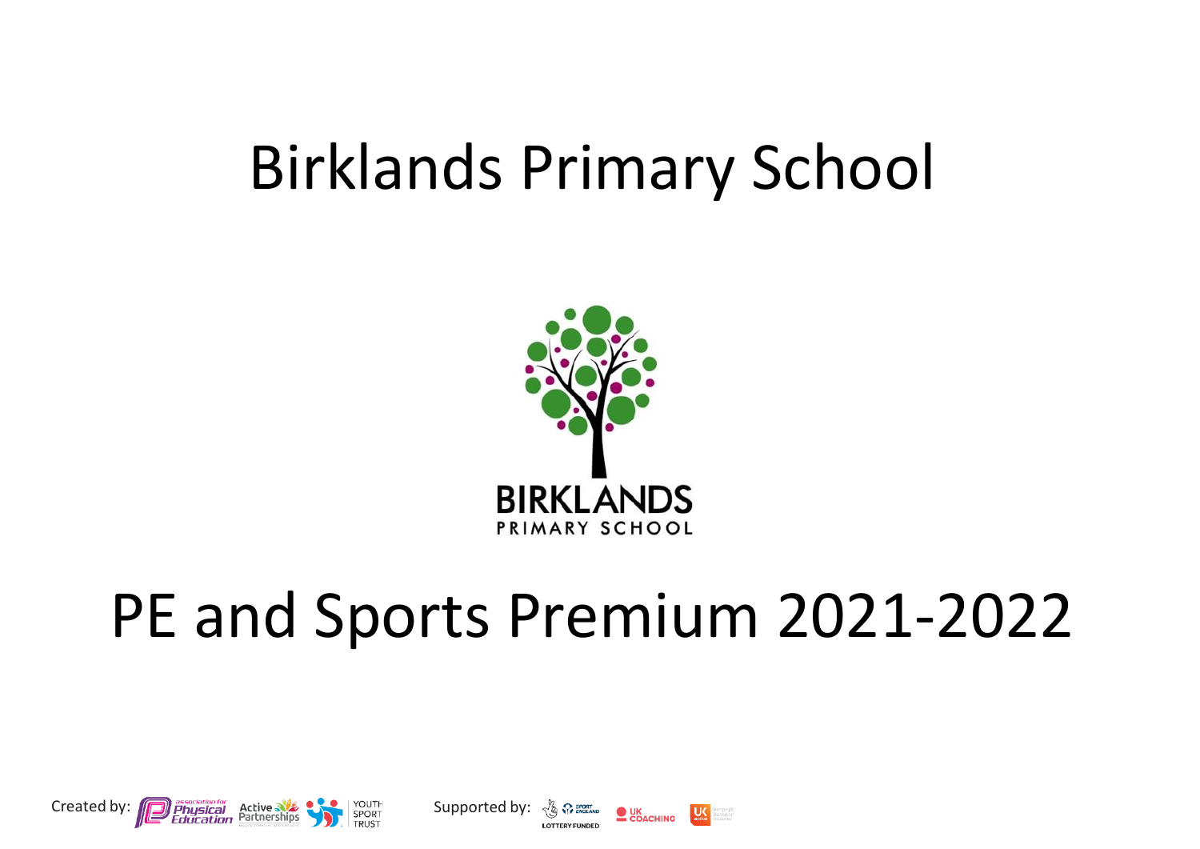# Birklands Primary School

BIRKLANDS
PRIMARY SCHOOL

# PE and Sports Premium 2021-2022

Created by: association for Physical Education, Active Partnerships, Youth Sport Trust

Supported by: Lottery Funded, Sport England, UK Coaching, UK Active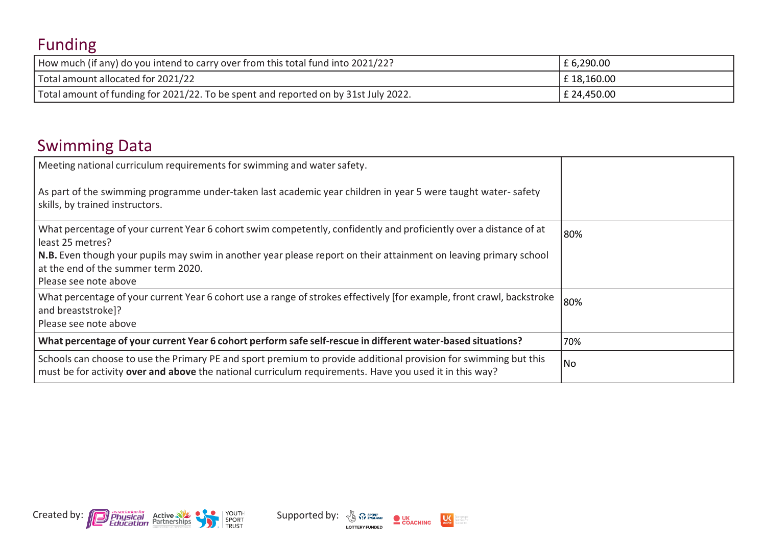## Funding

| | |
|---|---|
| How much (if any) do you intend to carry over from this total fund into 2021/22? | £ 6,290.00 |
| Total amount allocated for 2021/22 | £ 18,160.00 |
| Total amount of funding for 2021/22. To be spent and reported on by 31st July 2022. | £ 24,450.00 |

## Swimming Data

| | |
|---|---|
| Meeting national curriculum requirements for swimming and water safety.<br><br>As part of the swimming programme under-taken last academic year children in year 5 were taught water- safety skills, by trained instructors. | |
| What percentage of your current Year 6 cohort swim competently, confidently and proficiently over a distance of at least 25 metres?<br>**N.B.** Even though your pupils may swim in another year please report on their attainment on leaving primary school at the end of the summer term 2020.<br>Please see note above | 80% |
| What percentage of your current Year 6 cohort use a range of strokes effectively [for example, front crawl, backstroke and breaststroke]?<br>Please see note above | 80% |
| **What percentage of your current Year 6 cohort perform safe self-rescue in different water-based situations?** | 70% |
| Schools can choose to use the Primary PE and sport premium to provide additional provision for swimming but this must be for activity **over and above** the national curriculum requirements. Have you used it in this way? | No |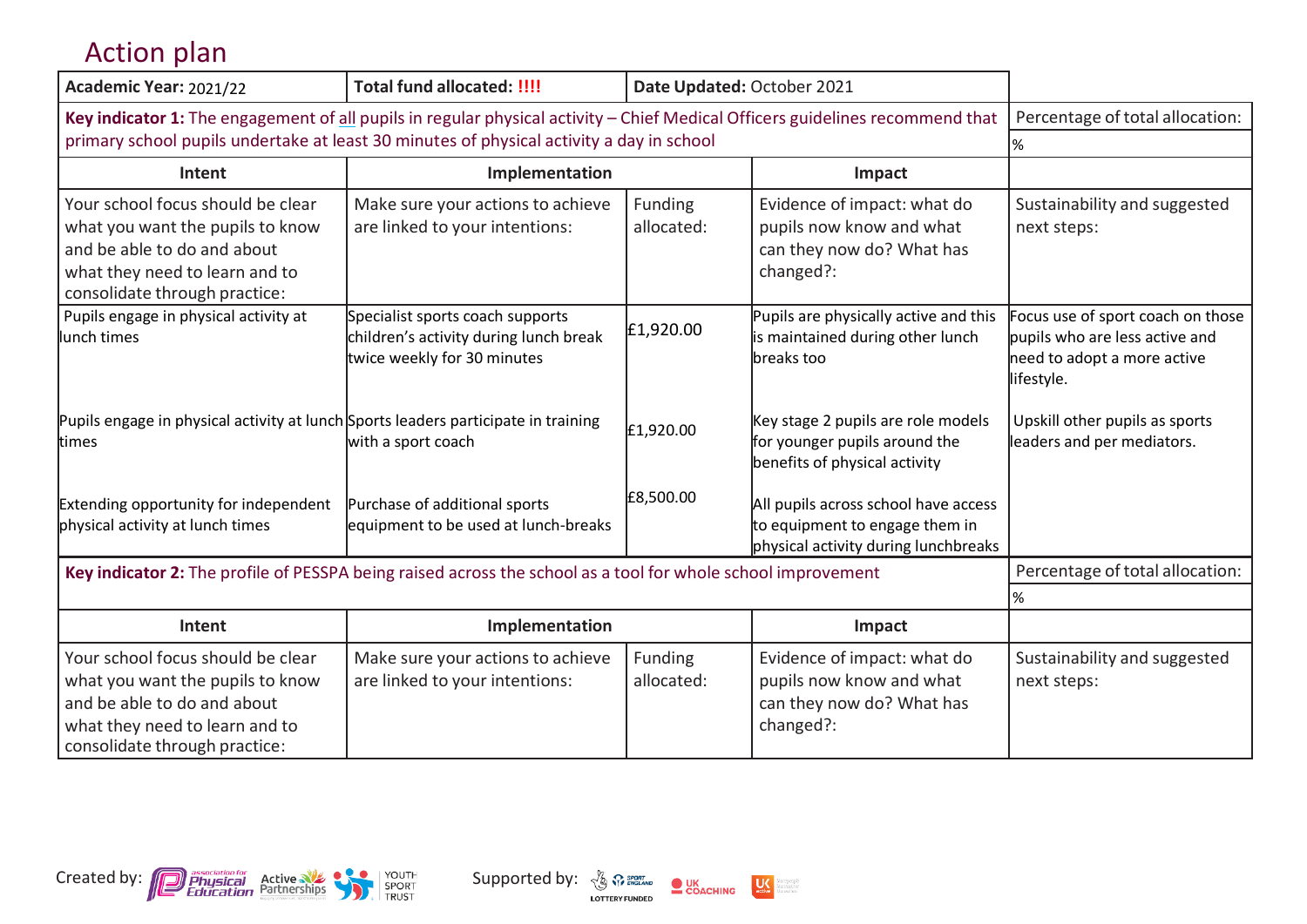# Action plan

| Academic Year: 2021/22 | Total fund allocated: !!!! | Date Updated: October 2021 | | |
|---|---|---|---|---|
| **Key indicator 1:** The engagement of all pupils in regular physical activity – Chief Medical Officers guidelines recommend that primary school pupils undertake at least 30 minutes of physical activity a day in school | | | | Percentage of total allocation: |
| | | | | % |
| **Intent** | **Implementation** | | **Impact** | |
| Your school focus should be clear what you want the pupils to know and be able to do and about what they need to learn and to consolidate through practice: | Make sure your actions to achieve are linked to your intentions: | Funding allocated: | Evidence of impact: what do pupils now know and what can they now do? What has changed?: | Sustainability and suggested next steps: |
| Pupils engage in physical activity at lunch times | Specialist sports coach supports children's activity during lunch break twice weekly for 30 minutes | £1,920.00 | Pupils are physically active and this is maintained during other lunch breaks too | Focus use of sport coach on those pupils who are less active and need to adopt a more active lifestyle. |
| Pupils engage in physical activity at lunch times | Sports leaders participate in training with a sport coach | £1,920.00 | Key stage 2 pupils are role models for younger pupils around the benefits of physical activity | Upskill other pupils as sports leaders and per mediators. |
| Extending opportunity for independent physical activity at lunch times | Purchase of additional sports equipment to be used at lunch-breaks | £8,500.00 | All pupils across school have access to equipment to engage them in physical activity during lunchbreaks | |
| **Key indicator 2:** The profile of PESSPA being raised across the school as a tool for whole school improvement | | | | Percentage of total allocation: |
| | | | | % |
| **Intent** | **Implementation** | | **Impact** | |
| Your school focus should be clear what you want the pupils to know and be able to do and about what they need to learn and to consolidate through practice: | Make sure your actions to achieve are linked to your intentions: | Funding allocated: | Evidence of impact: what do pupils now know and what can they now do? What has changed?: | Sustainability and suggested next steps: |

Created by: association for Physical Education, Active Partnerships, Youth Sport Trust

Supported by: Sport England (Lottery Funded), UK Coaching, UK Active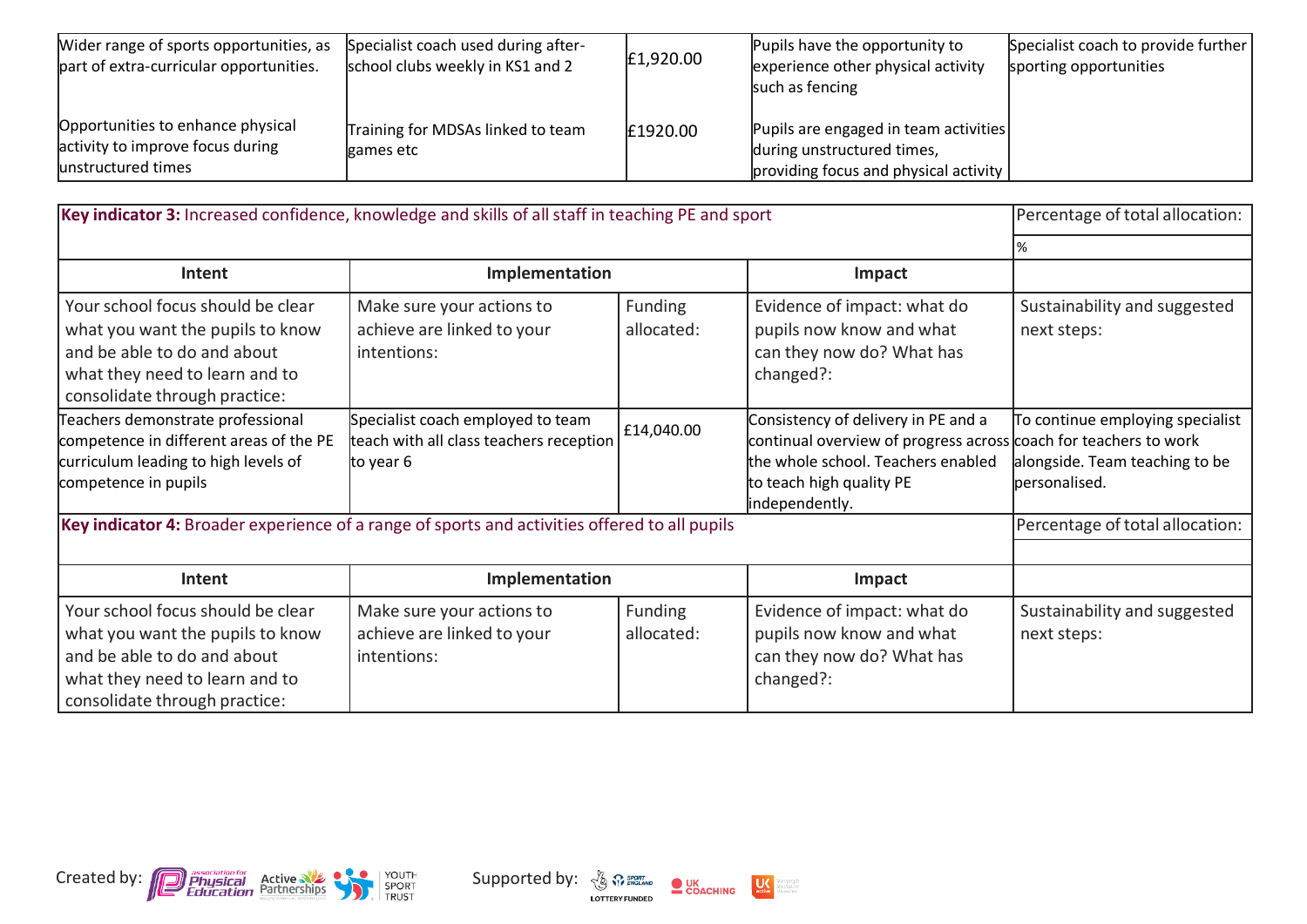| Wider range of sports opportunities, as part of extra-curricular opportunities. | Specialist coach used during after-school clubs weekly in KS1 and 2 | £1,920.00 | Pupils have the opportunity to experience other physical activity such as fencing | Specialist coach to provide further sporting opportunities |
|---|---|---|---|---|
| Opportunities to enhance physical activity to improve focus during unstructured times | Training for MDSAs linked to team games etc | £1920.00 | Pupils are engaged in team activities during unstructured times, providing focus and physical activity | |

| **Key indicator 3:** Increased confidence, knowledge and skills of all staff in teaching PE and sport | | | | Percentage of total allocation: |
|---|---|---|---|---|
| | | | | % |
| **Intent** | **Implementation** | | **Impact** | |
| Your school focus should be clear what you want the pupils to know and be able to do and about what they need to learn and to consolidate through practice: | Make sure your actions to achieve are linked to your intentions: | Funding allocated: | Evidence of impact: what do pupils now know and what can they now do? What has changed?: | Sustainability and suggested next steps: |
| Teachers demonstrate professional competence in different areas of the PE curriculum leading to high levels of competence in pupils | Specialist coach employed to team teach with all class teachers reception to year 6 | £14,040.00 | Consistency of delivery in PE and a continual overview of progress across the whole school. Teachers enabled to teach high quality PE independently. | To continue employing specialist coach for teachers to work alongside. Team teaching to be personalised. |

| **Key indicator 4:** Broader experience of a range of sports and activities offered to all pupils | | | | Percentage of total allocation: |
|---|---|---|---|---|
| | | | | |
| **Intent** | **Implementation** | | **Impact** | |
| Your school focus should be clear what you want the pupils to know and be able to do and about what they need to learn and to consolidate through practice: | Make sure your actions to achieve are linked to your intentions: | Funding allocated: | Evidence of impact: what do pupils now know and what can they now do? What has changed?: | Sustainability and suggested next steps: |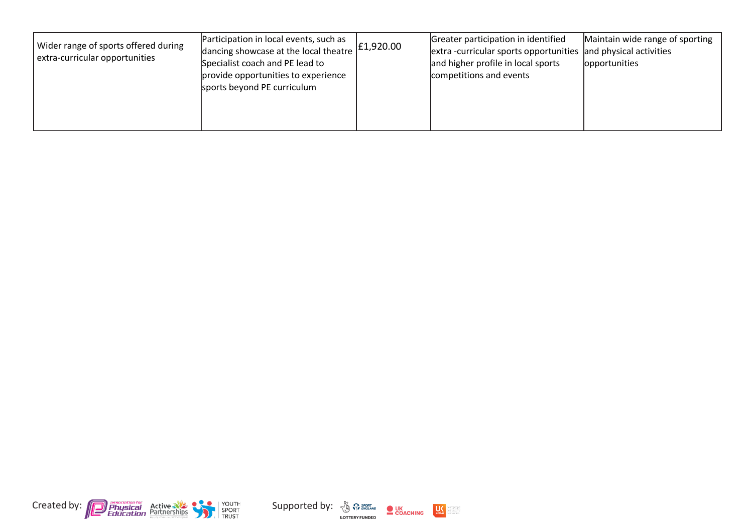| | | | | |
|---|---|---|---|---|
| Wider range of sports offered during extra-curricular opportunities | Participation in local events, such as dancing showcase at the local theatre Specialist coach and PE lead to provide opportunities to experience sports beyond PE curriculum | £1,920.00 | Greater participation in identified extra -curricular sports opportunities and higher profile in local sports competitions and events | Maintain wide range of sporting and physical activities opportunities |

Created by: association for Physical Education, Active Partnerships, Youth Sport Trust    Supported by: Lottery Funded Sport England, UK Coaching, UK Active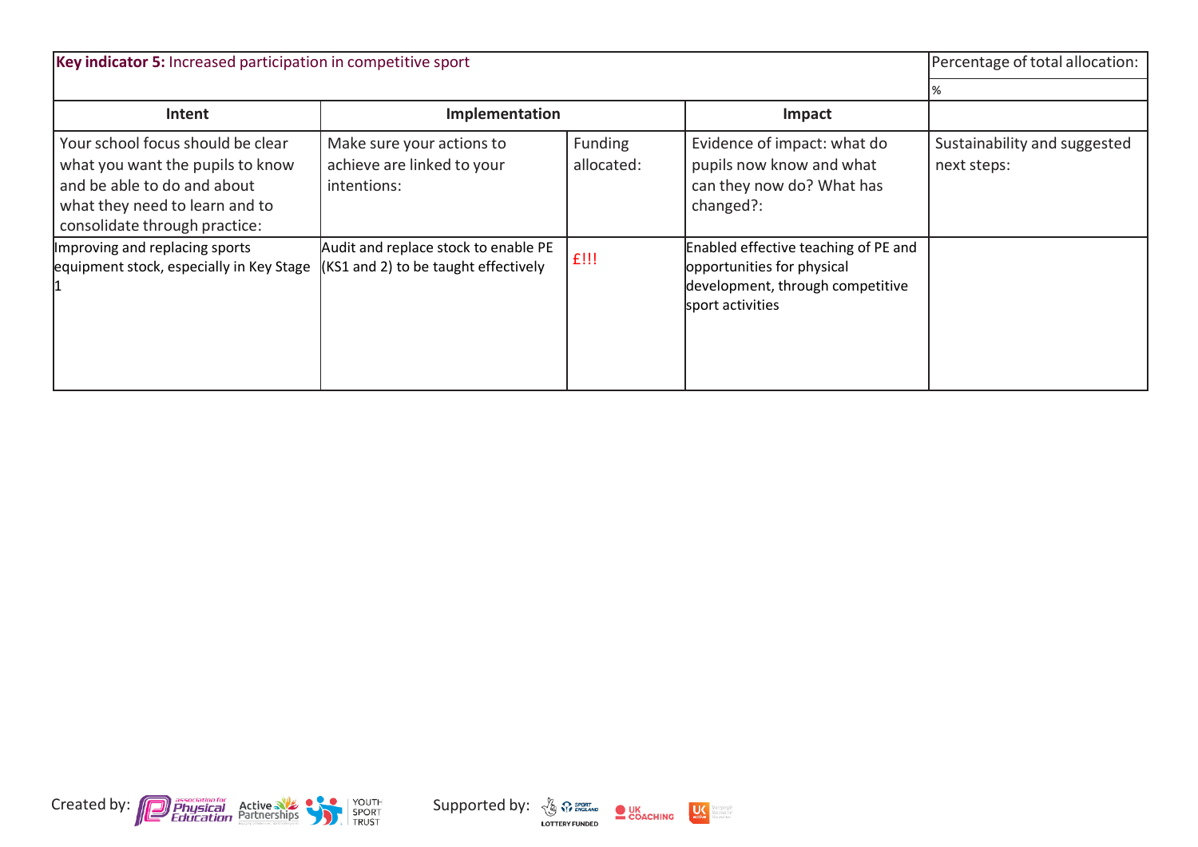| **Key indicator 5:** Increased participation in competitive sport | | | | Percentage of total allocation: |
|---|---|---|---|---|
| | | | | % |
| Intent | Implementation | | Impact | |
| Your school focus should be clear what you want the pupils to know and be able to do and about what they need to learn and to consolidate through practice: | Make sure your actions to achieve are linked to your intentions: | Funding allocated: | Evidence of impact: what do pupils now know and what can they now do? What has changed?: | Sustainability and suggested next steps: |
| Improving and replacing sports equipment stock, especially in Key Stage 1 | Audit and replace stock to enable PE (KS1 and 2) to be taught effectively | £!!! | Enabled effective teaching of PE and opportunities for physical development, through competitive sport activities | |

Created by: Association for Physical Education, Active Partnerships, Youth Sport Trust

Supported by: Sport England, Lottery Funded, UK Coaching, UK Active